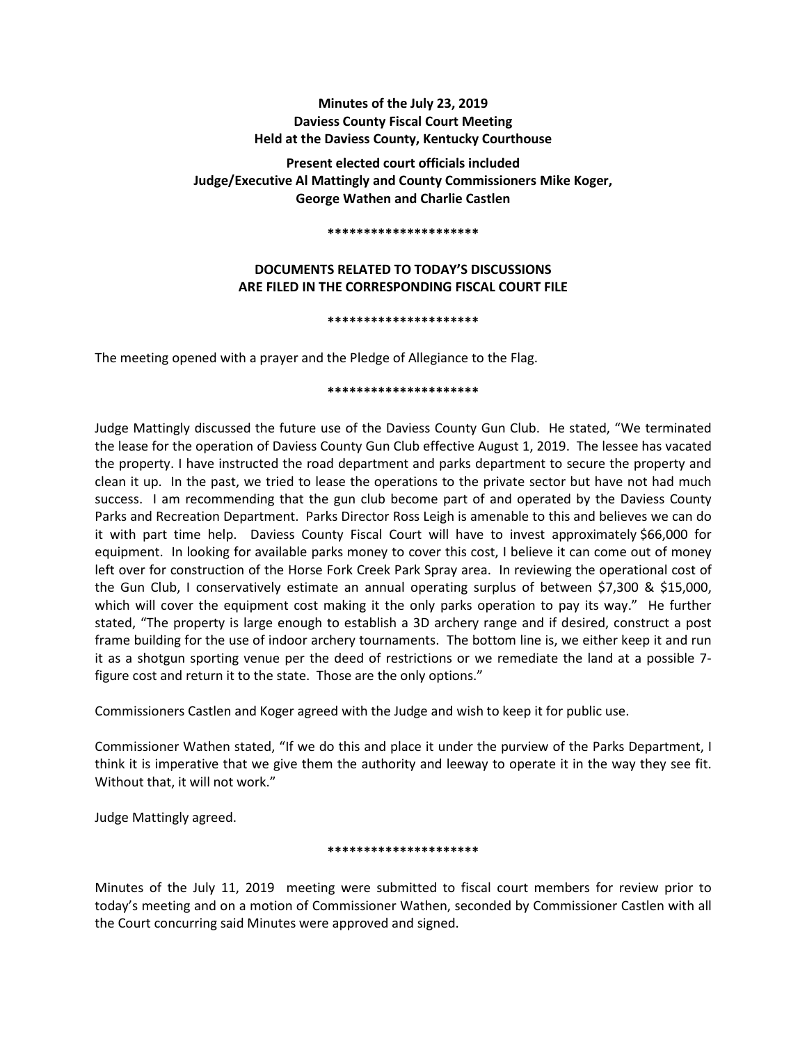**Minutes of the July 23, 2019**
**Daviess County Fiscal Court Meeting**
**Held at the Daviess County, Kentucky Courthouse**

**Present elected court officials included**
**Judge/Executive Al Mattingly and County Commissioners Mike Koger,**
**George Wathen and Charlie Castlen**

*********************

**DOCUMENTS RELATED TO TODAY'S DISCUSSIONS**
**ARE FILED IN THE CORRESPONDING FISCAL COURT FILE**

*********************

The meeting opened with a prayer and the Pledge of Allegiance to the Flag.

*********************

Judge Mattingly discussed the future use of the Daviess County Gun Club. He stated, "We terminated the lease for the operation of Daviess County Gun Club effective August 1, 2019. The lessee has vacated the property. I have instructed the road department and parks department to secure the property and clean it up. In the past, we tried to lease the operations to the private sector but have not had much success. I am recommending that the gun club become part of and operated by the Daviess County Parks and Recreation Department. Parks Director Ross Leigh is amenable to this and believes we can do it with part time help. Daviess County Fiscal Court will have to invest approximately $66,000 for equipment. In looking for available parks money to cover this cost, I believe it can come out of money left over for construction of the Horse Fork Creek Park Spray area. In reviewing the operational cost of the Gun Club, I conservatively estimate an annual operating surplus of between $7,300 & $15,000, which will cover the equipment cost making it the only parks operation to pay its way." He further stated, "The property is large enough to establish a 3D archery range and if desired, construct a post frame building for the use of indoor archery tournaments. The bottom line is, we either keep it and run it as a shotgun sporting venue per the deed of restrictions or we remediate the land at a possible 7-figure cost and return it to the state. Those are the only options."

Commissioners Castlen and Koger agreed with the Judge and wish to keep it for public use.

Commissioner Wathen stated, "If we do this and place it under the purview of the Parks Department, I think it is imperative that we give them the authority and leeway to operate it in the way they see fit. Without that, it will not work."

Judge Mattingly agreed.

*********************

Minutes of the July 11, 2019 meeting were submitted to fiscal court members for review prior to today's meeting and on a motion of Commissioner Wathen, seconded by Commissioner Castlen with all the Court concurring said Minutes were approved and signed.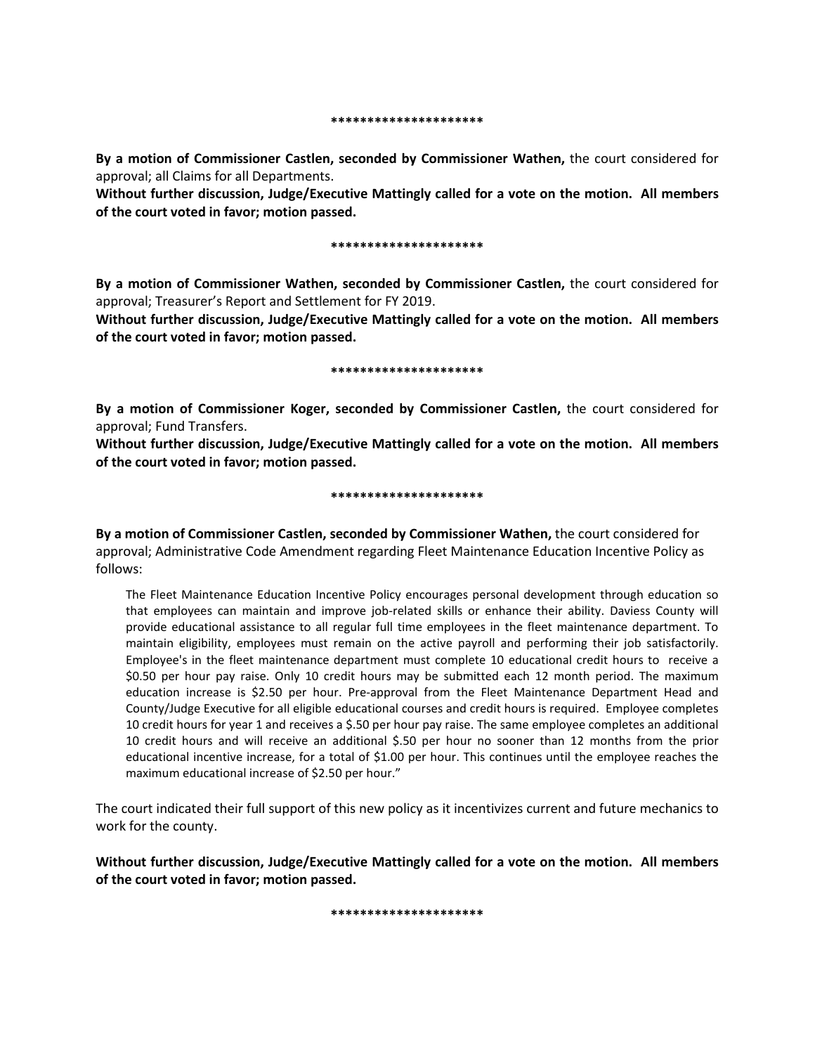*********************

**By a motion of Commissioner Castlen, seconded by Commissioner Wathen,** the court considered for approval; all Claims for all Departments.

**Without further discussion, Judge/Executive Mattingly called for a vote on the motion. All members of the court voted in favor; motion passed.**

*********************

**By a motion of Commissioner Wathen, seconded by Commissioner Castlen,** the court considered for approval; Treasurer's Report and Settlement for FY 2019.

**Without further discussion, Judge/Executive Mattingly called for a vote on the motion. All members of the court voted in favor; motion passed.**

*********************

**By a motion of Commissioner Koger, seconded by Commissioner Castlen,** the court considered for approval; Fund Transfers.

**Without further discussion, Judge/Executive Mattingly called for a vote on the motion. All members of the court voted in favor; motion passed.**

*********************

**By a motion of Commissioner Castlen, seconded by Commissioner Wathen,** the court considered for approval; Administrative Code Amendment regarding Fleet Maintenance Education Incentive Policy as follows:

> The Fleet Maintenance Education Incentive Policy encourages personal development through education so that employees can maintain and improve job-related skills or enhance their ability. Daviess County will provide educational assistance to all regular full time employees in the fleet maintenance department. To maintain eligibility, employees must remain on the active payroll and performing their job satisfactorily. Employee's in the fleet maintenance department must complete 10 educational credit hours to receive a $0.50 per hour pay raise. Only 10 credit hours may be submitted each 12 month period. The maximum education increase is $2.50 per hour. Pre-approval from the Fleet Maintenance Department Head and County/Judge Executive for all eligible educational courses and credit hours is required. Employee completes 10 credit hours for year 1 and receives a $.50 per hour pay raise. The same employee completes an additional 10 credit hours and will receive an additional $.50 per hour no sooner than 12 months from the prior educational incentive increase, for a total of $1.00 per hour. This continues until the employee reaches the maximum educational increase of $2.50 per hour."

The court indicated their full support of this new policy as it incentivizes current and future mechanics to work for the county.

**Without further discussion, Judge/Executive Mattingly called for a vote on the motion. All members of the court voted in favor; motion passed.**

*********************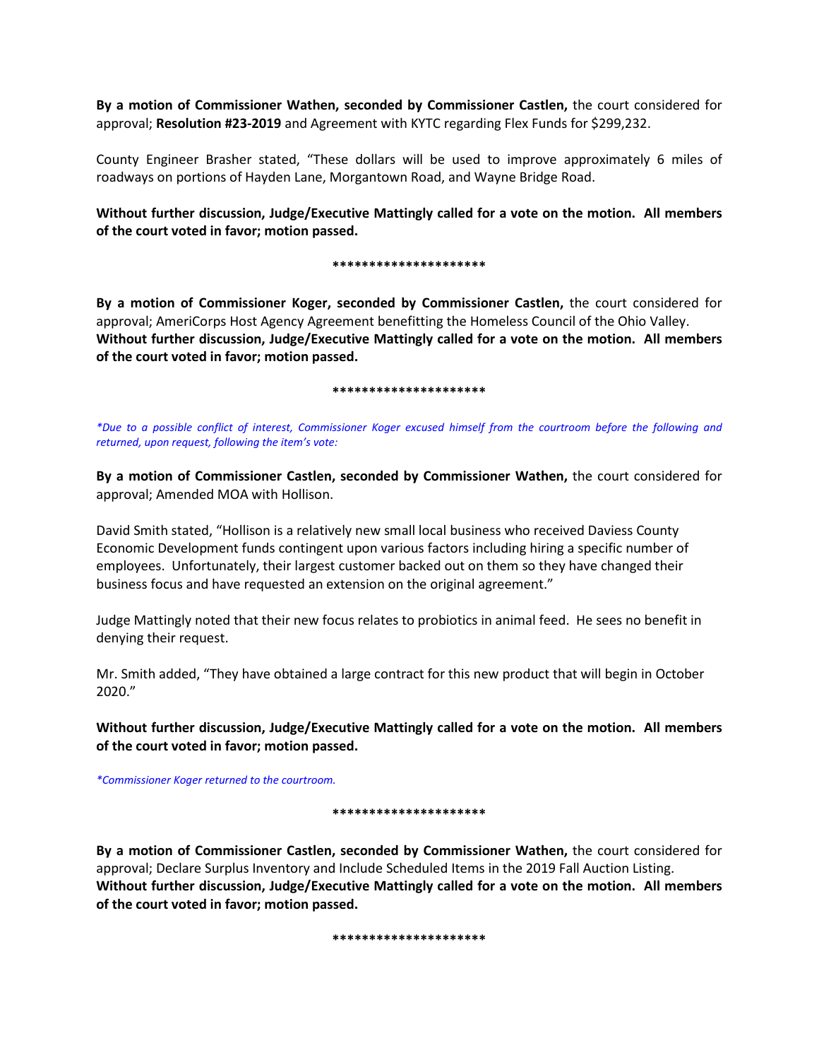**By a motion of Commissioner Wathen, seconded by Commissioner Castlen,** the court considered for approval; **Resolution #23-2019** and Agreement with KYTC regarding Flex Funds for $299,232.

County Engineer Brasher stated, "These dollars will be used to improve approximately 6 miles of roadways on portions of Hayden Lane, Morgantown Road, and Wayne Bridge Road.

**Without further discussion, Judge/Executive Mattingly called for a vote on the motion. All members of the court voted in favor; motion passed.**

**********************

**By a motion of Commissioner Koger, seconded by Commissioner Castlen,** the court considered for approval; AmeriCorps Host Agency Agreement benefitting the Homeless Council of the Ohio Valley.
**Without further discussion, Judge/Executive Mattingly called for a vote on the motion. All members of the court voted in favor; motion passed.**

**********************

*\*Due to a possible conflict of interest, Commissioner Koger excused himself from the courtroom before the following and returned, upon request, following the item's vote:*

**By a motion of Commissioner Castlen, seconded by Commissioner Wathen,** the court considered for approval; Amended MOA with Hollison.

David Smith stated, "Hollison is a relatively new small local business who received Daviess County Economic Development funds contingent upon various factors including hiring a specific number of employees. Unfortunately, their largest customer backed out on them so they have changed their business focus and have requested an extension on the original agreement."

Judge Mattingly noted that their new focus relates to probiotics in animal feed. He sees no benefit in denying their request.

Mr. Smith added, "They have obtained a large contract for this new product that will begin in October 2020."

**Without further discussion, Judge/Executive Mattingly called for a vote on the motion. All members of the court voted in favor; motion passed.**

*\*Commissioner Koger returned to the courtroom.*

**********************

**By a motion of Commissioner Castlen, seconded by Commissioner Wathen,** the court considered for approval; Declare Surplus Inventory and Include Scheduled Items in the 2019 Fall Auction Listing.
**Without further discussion, Judge/Executive Mattingly called for a vote on the motion. All members of the court voted in favor; motion passed.**

**********************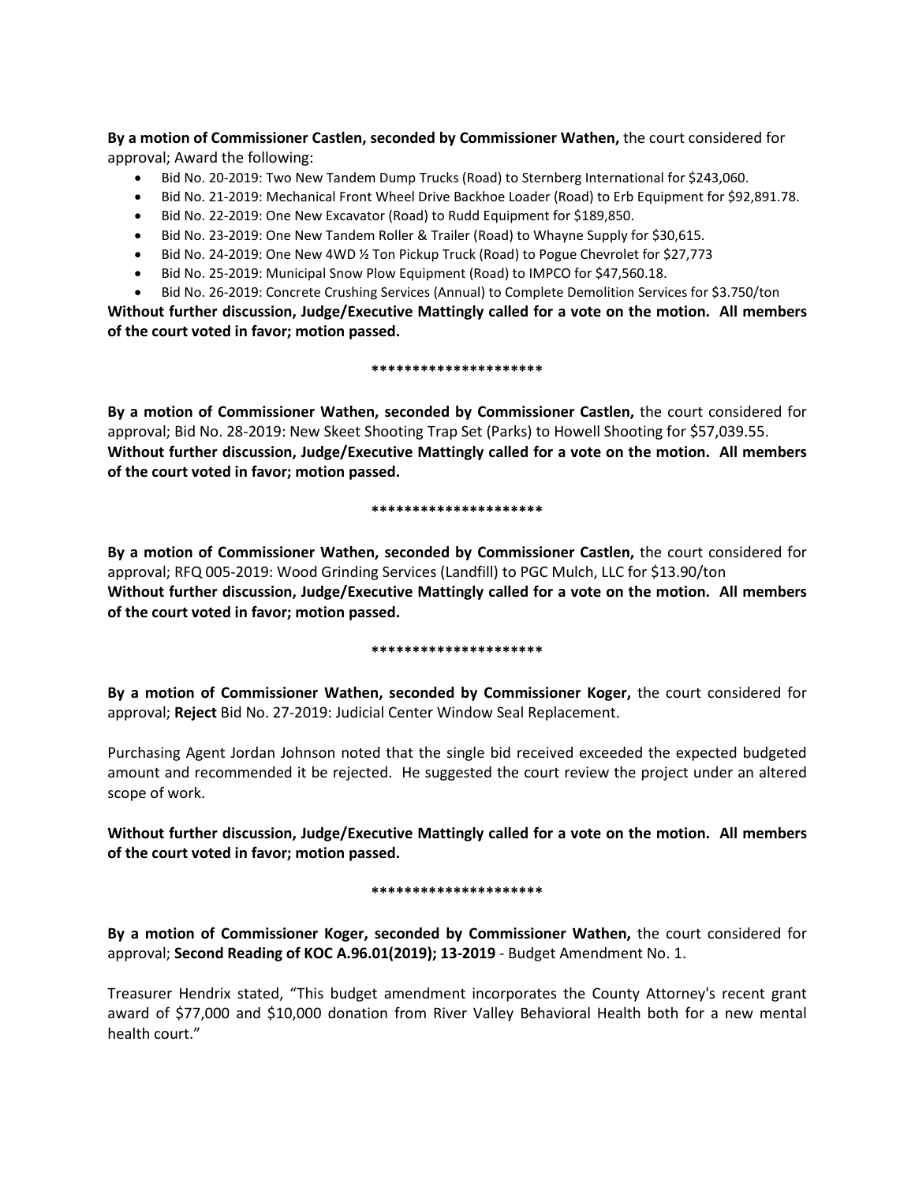**By a motion of Commissioner Castlen, seconded by Commissioner Wathen,** the court considered for approval; Award the following:

- Bid No. 20-2019: Two New Tandem Dump Trucks (Road) to Sternberg International for $243,060.
- Bid No. 21-2019: Mechanical Front Wheel Drive Backhoe Loader (Road) to Erb Equipment for $92,891.78.
- Bid No. 22-2019: One New Excavator (Road) to Rudd Equipment for $189,850.
- Bid No. 23-2019: One New Tandem Roller & Trailer (Road) to Whayne Supply for $30,615.
- Bid No. 24-2019: One New 4WD ½ Ton Pickup Truck (Road) to Pogue Chevrolet for $27,773
- Bid No. 25-2019: Municipal Snow Plow Equipment (Road) to IMPCO for $47,560.18.
- Bid No. 26-2019: Concrete Crushing Services (Annual) to Complete Demolition Services for $3.750/ton

**Without further discussion, Judge/Executive Mattingly called for a vote on the motion. All members of the court voted in favor; motion passed.**

*********************

**By a motion of Commissioner Wathen, seconded by Commissioner Castlen,** the court considered for approval; Bid No. 28-2019: New Skeet Shooting Trap Set (Parks) to Howell Shooting for $57,039.55.
**Without further discussion, Judge/Executive Mattingly called for a vote on the motion. All members of the court voted in favor; motion passed.**

*********************

**By a motion of Commissioner Wathen, seconded by Commissioner Castlen,** the court considered for approval; RFQ 005-2019: Wood Grinding Services (Landfill) to PGC Mulch, LLC for $13.90/ton
**Without further discussion, Judge/Executive Mattingly called for a vote on the motion. All members of the court voted in favor; motion passed.**

*********************

**By a motion of Commissioner Wathen, seconded by Commissioner Koger,** the court considered for approval; **Reject** Bid No. 27-2019: Judicial Center Window Seal Replacement.

Purchasing Agent Jordan Johnson noted that the single bid received exceeded the expected budgeted amount and recommended it be rejected. He suggested the court review the project under an altered scope of work.

**Without further discussion, Judge/Executive Mattingly called for a vote on the motion. All members of the court voted in favor; motion passed.**

*********************

**By a motion of Commissioner Koger, seconded by Commissioner Wathen,** the court considered for approval; **Second Reading of KOC A.96.01(2019); 13-2019** - Budget Amendment No. 1.

Treasurer Hendrix stated, "This budget amendment incorporates the County Attorney's recent grant award of $77,000 and $10,000 donation from River Valley Behavioral Health both for a new mental health court."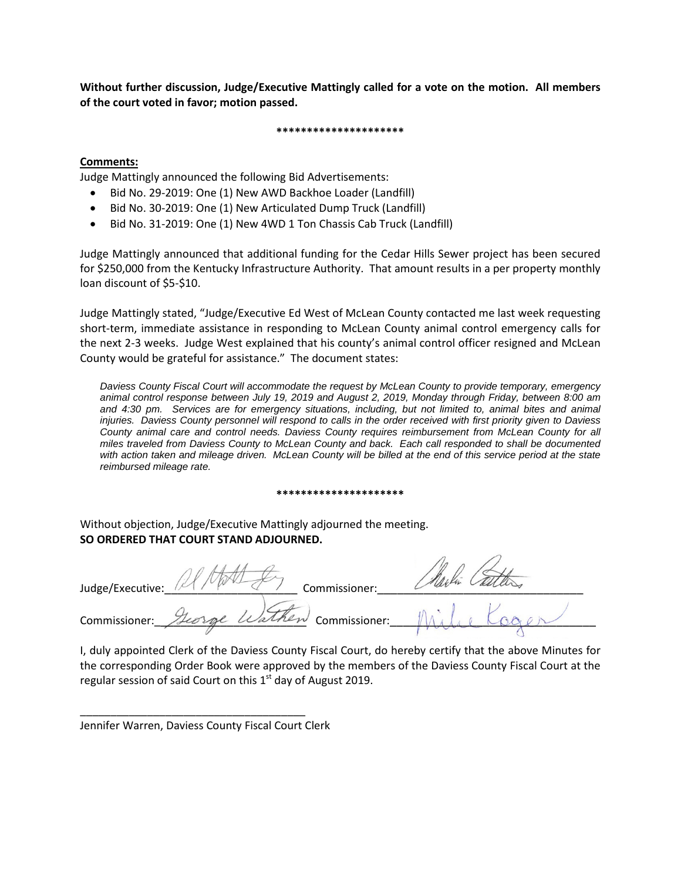**Without further discussion, Judge/Executive Mattingly called for a vote on the motion. All members of the court voted in favor; motion passed.**

**********************

**Comments:**

Judge Mattingly announced the following Bid Advertisements:

- Bid No. 29-2019: One (1) New AWD Backhoe Loader (Landfill)
- Bid No. 30-2019: One (1) New Articulated Dump Truck (Landfill)
- Bid No. 31-2019: One (1) New 4WD 1 Ton Chassis Cab Truck (Landfill)

Judge Mattingly announced that additional funding for the Cedar Hills Sewer project has been secured for $250,000 from the Kentucky Infrastructure Authority. That amount results in a per property monthly loan discount of $5-$10.

Judge Mattingly stated, "Judge/Executive Ed West of McLean County contacted me last week requesting short-term, immediate assistance in responding to McLean County animal control emergency calls for the next 2-3 weeks. Judge West explained that his county's animal control officer resigned and McLean County would be grateful for assistance." The document states:

> *Daviess County Fiscal Court will accommodate the request by McLean County to provide temporary, emergency animal control response between July 19, 2019 and August 2, 2019, Monday through Friday, between 8:00 am and 4:30 pm. Services are for emergency situations, including, but not limited to, animal bites and animal injuries. Daviess County personnel will respond to calls in the order received with first priority given to Daviess County animal care and control needs. Daviess County requires reimbursement from McLean County for all miles traveled from Daviess County to McLean County and back. Each call responded to shall be documented with action taken and mileage driven. McLean County will be billed at the end of this service period at the state reimbursed mileage rate.*

**********************

Without objection, Judge/Executive Mattingly adjourned the meeting.
**SO ORDERED THAT COURT STAND ADJOURNED.**

Judge/Executive: Al Mattingly Commissioner: Charlie Castlen

Commissioner: George Wathen Commissioner: Mike Koger

I, duly appointed Clerk of the Daviess County Fiscal Court, do hereby certify that the above Minutes for the corresponding Order Book were approved by the members of the Daviess County Fiscal Court at the regular session of said Court on this 1st day of August 2019.

_____________________________________

Jennifer Warren, Daviess County Fiscal Court Clerk